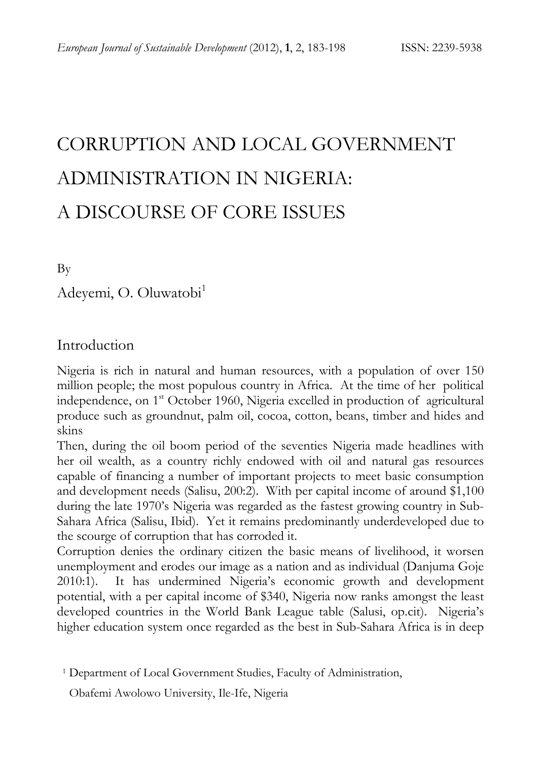// A DISCOURSE OF CORE ISSUES

# CORRUPTION AND LOCAL GOVERNMENT ADMINISTRATION IN NIGERIA: A DISCOURSE OF CORE ISSUES

By

Adeyemi, O. Oluwatobi[1]

## Introduction

Nigeria is rich in natural and human resources, with a population of over 150 million people; the most populous country in Africa. At the time of her political independence, on 1st October 1960, Nigeria excelled in production of agricultural produce such as groundnut, palm oil, cocoa, cotton, beans, timber and hides and skins

Then, during the oil boom period of the seventies Nigeria made headlines with her oil wealth, as a country richly endowed with oil and natural gas resources capable of financing a number of important projects to meet basic consumption and development needs (Salisu, 200:2). With per capital income of around $1,100 during the late 1970's Nigeria was regarded as the fastest growing country in Sub-Sahara Africa (Salisu, Ibid). Yet it remains predominantly underdeveloped due to the scourge of corruption that has corroded it.

Corruption denies the ordinary citizen the basic means of livelihood, it worsen unemployment and erodes our image as a nation and as individual (Danjuma Goje 2010:1). It has undermined Nigeria's economic growth and development potential, with a per capital income of $340, Nigeria now ranks amongst the least developed countries in the World Bank League table (Salusi, op.cit). Nigeria's higher education system once regarded as the best in Sub-Sahara Africa is in deep

[1] Department of Local Government Studies, Faculty of Administration, Obafemi Awolowo University, Ile-Ife, Nigeria

# CORRUPTION AND LOCAL GOVERNMENT ADMINISTRATION IN NIGERIA: A DISCOURSE OF CORE ISSUES

By

Adeyemi, O. Oluwatobi[1]

## Introduction

Nigeria is rich in natural and human resources, with a population of over 150 million people; the most populous country in Africa. At the time of her political independence, on 1st October 1960, Nigeria excelled in production of agricultural produce such as groundnut, palm oil, cocoa, cotton, beans, timber and hides and skins

Then, during the oil boom period of the seventies Nigeria made headlines with her oil wealth, as a country richly endowed with oil and natural gas resources capable of financing a number of important projects to meet basic consumption and development needs (Salisu, 200:2). With per capital income of around $1,100 during the late 1970's Nigeria was regarded as the fastest growing country in Sub-Sahara Africa (Salisu, Ibid). Yet it remains predominantly underdeveloped due to the scourge of corruption that has corroded it.

Corruption denies the ordinary citizen the basic means of livelihood, it worsen unemployment and erodes our image as a nation and as individual (Danjuma Goje 2010:1). It has undermined Nigeria's economic growth and development potential, with a per capital income of $340, Nigeria now ranks amongst the least developed countries in the World Bank League table (Salusi, op.cit). Nigeria's higher education system once regarded as the best in Sub-Sahara Africa is in deep

[1] Department of Local Government Studies, Faculty of Administration, Obafemi Awolowo University, Ile-Ife, Nigeria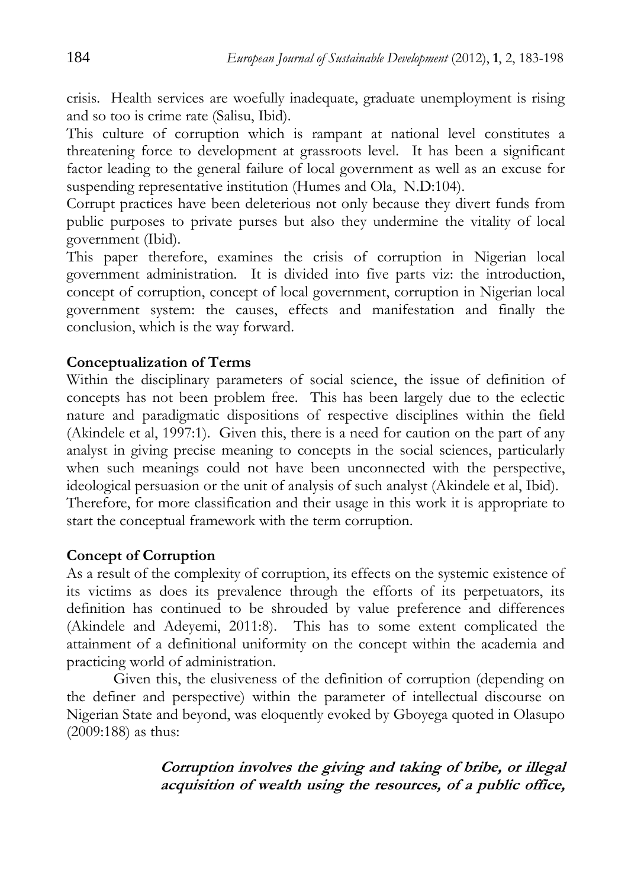crisis. Health services are woefully inadequate, graduate unemployment is rising and so too is crime rate (Salisu, Ibid).

This culture of corruption which is rampant at national level constitutes a threatening force to development at grassroots level. It has been a significant factor leading to the general failure of local government as well as an excuse for suspending representative institution (Humes and Ola, N.D:104).

Corrupt practices have been deleterious not only because they divert funds from public purposes to private purses but also they undermine the vitality of local government (Ibid).

This paper therefore, examines the crisis of corruption in Nigerian local government administration. It is divided into five parts viz: the introduction, concept of corruption, concept of local government, corruption in Nigerian local government system: the causes, effects and manifestation and finally the conclusion, which is the way forward.

## Conceptualization of Terms

Within the disciplinary parameters of social science, the issue of definition of concepts has not been problem free. This has been largely due to the eclectic nature and paradigmatic dispositions of respective disciplines within the field (Akindele et al, 1997:1). Given this, there is a need for caution on the part of any analyst in giving precise meaning to concepts in the social sciences, particularly when such meanings could not have been unconnected with the perspective, ideological persuasion or the unit of analysis of such analyst (Akindele et al, Ibid).

Therefore, for more classification and their usage in this work it is appropriate to start the conceptual framework with the term corruption.

## Concept of Corruption

As a result of the complexity of corruption, its effects on the systemic existence of its victims as does its prevalence through the efforts of its perpetuators, its definition has continued to be shrouded by value preference and differences (Akindele and Adeyemi, 2011:8). This has to some extent complicated the attainment of a definitional uniformity on the concept within the academia and practicing world of administration.

Given this, the elusiveness of the definition of corruption (depending on the definer and perspective) within the parameter of intellectual discourse on Nigerian State and beyond, was eloquently evoked by Gboyega quoted in Olasupo (2009:188) as thus:

> ***Corruption involves the giving and taking of bribe, or illegal acquisition of wealth using the resources, of a public office,***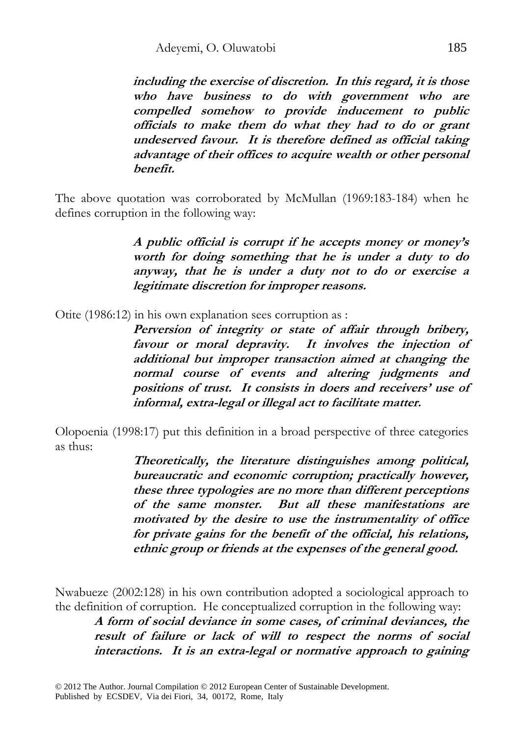***including the exercise of discretion. In this regard, it is those who have business to do with government who are compelled somehow to provide inducement to public officials to make them do what they had to do or grant undeserved favour. It is therefore defined as official taking advantage of their offices to acquire wealth or other personal benefit.***

The above quotation was corroborated by McMullan (1969:183-184) when he defines corruption in the following way:

> ***A public official is corrupt if he accepts money or money's worth for doing something that he is under a duty to do anyway, that he is under a duty not to do or exercise a legitimate discretion for improper reasons.***

Otite (1986:12) in his own explanation sees corruption as :

> ***Perversion of integrity or state of affair through bribery, favour or moral depravity. It involves the injection of additional but improper transaction aimed at changing the normal course of events and altering judgments and positions of trust. It consists in doers and receivers' use of informal, extra-legal or illegal act to facilitate matter.***

Olopoenia (1998:17) put this definition in a broad perspective of three categories as thus:

> ***Theoretically, the literature distinguishes among political, bureaucratic and economic corruption; practically however, these three typologies are no more than different perceptions of the same monster. But all these manifestations are motivated by the desire to use the instrumentality of office for private gains for the benefit of the official, his relations, ethnic group or friends at the expenses of the general good.***

Nwabueze (2002:128) in his own contribution adopted a sociological approach to the definition of corruption. He conceptualized corruption in the following way:

> ***A form of social deviance in some cases, of criminal deviances, the result of failure or lack of will to respect the norms of social interactions. It is an extra-legal or normative approach to gaining***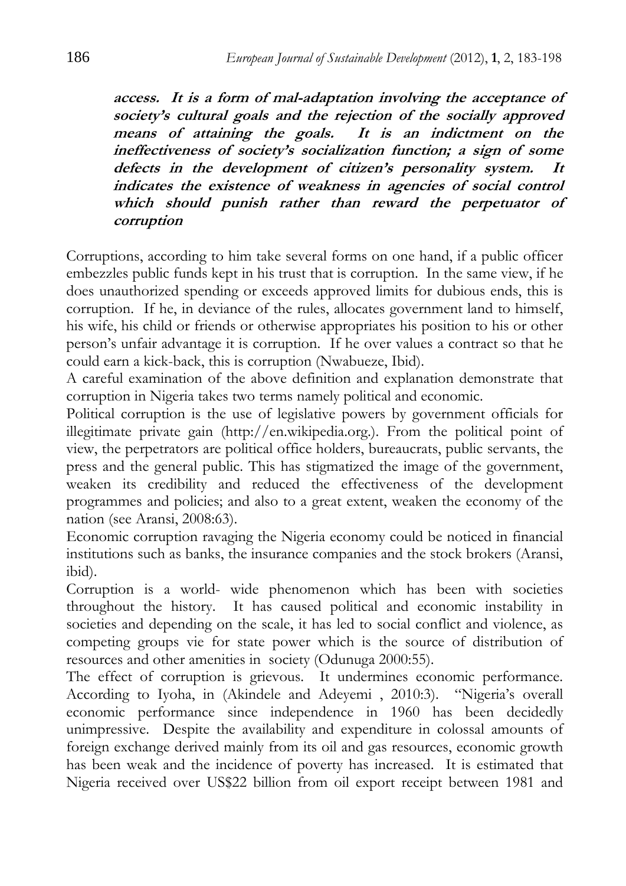> ***access. It is a form of mal-adaptation involving the acceptance of society's cultural goals and the rejection of the socially approved means of attaining the goals. It is an indictment on the ineffectiveness of society's socialization function; a sign of some defects in the development of citizen's personality system. It indicates the existence of weakness in agencies of social control which should punish rather than reward the perpetuator of corruption***

Corruptions, according to him take several forms on one hand, if a public officer embezzles public funds kept in his trust that is corruption. In the same view, if he does unauthorized spending or exceeds approved limits for dubious ends, this is corruption. If he, in deviance of the rules, allocates government land to himself, his wife, his child or friends or otherwise appropriates his position to his or other person's unfair advantage it is corruption. If he over values a contract so that he could earn a kick-back, this is corruption (Nwabueze, Ibid).

A careful examination of the above definition and explanation demonstrate that corruption in Nigeria takes two terms namely political and economic.

Political corruption is the use of legislative powers by government officials for illegitimate private gain (http://en.wikipedia.org.). From the political point of view, the perpetrators are political office holders, bureaucrats, public servants, the press and the general public. This has stigmatized the image of the government, weaken its credibility and reduced the effectiveness of the development programmes and policies; and also to a great extent, weaken the economy of the nation (see Aransi, 2008:63).

Economic corruption ravaging the Nigeria economy could be noticed in financial institutions such as banks, the insurance companies and the stock brokers (Aransi, ibid).

Corruption is a world- wide phenomenon which has been with societies throughout the history. It has caused political and economic instability in societies and depending on the scale, it has led to social conflict and violence, as competing groups vie for state power which is the source of distribution of resources and other amenities in society (Odunuga 2000:55).

The effect of corruption is grievous. It undermines economic performance. According to Iyoha, in (Akindele and Adeyemi , 2010:3). "Nigeria's overall economic performance since independence in 1960 has been decidedly unimpressive. Despite the availability and expenditure in colossal amounts of foreign exchange derived mainly from its oil and gas resources, economic growth has been weak and the incidence of poverty has increased. It is estimated that Nigeria received over US$22 billion from oil export receipt between 1981 and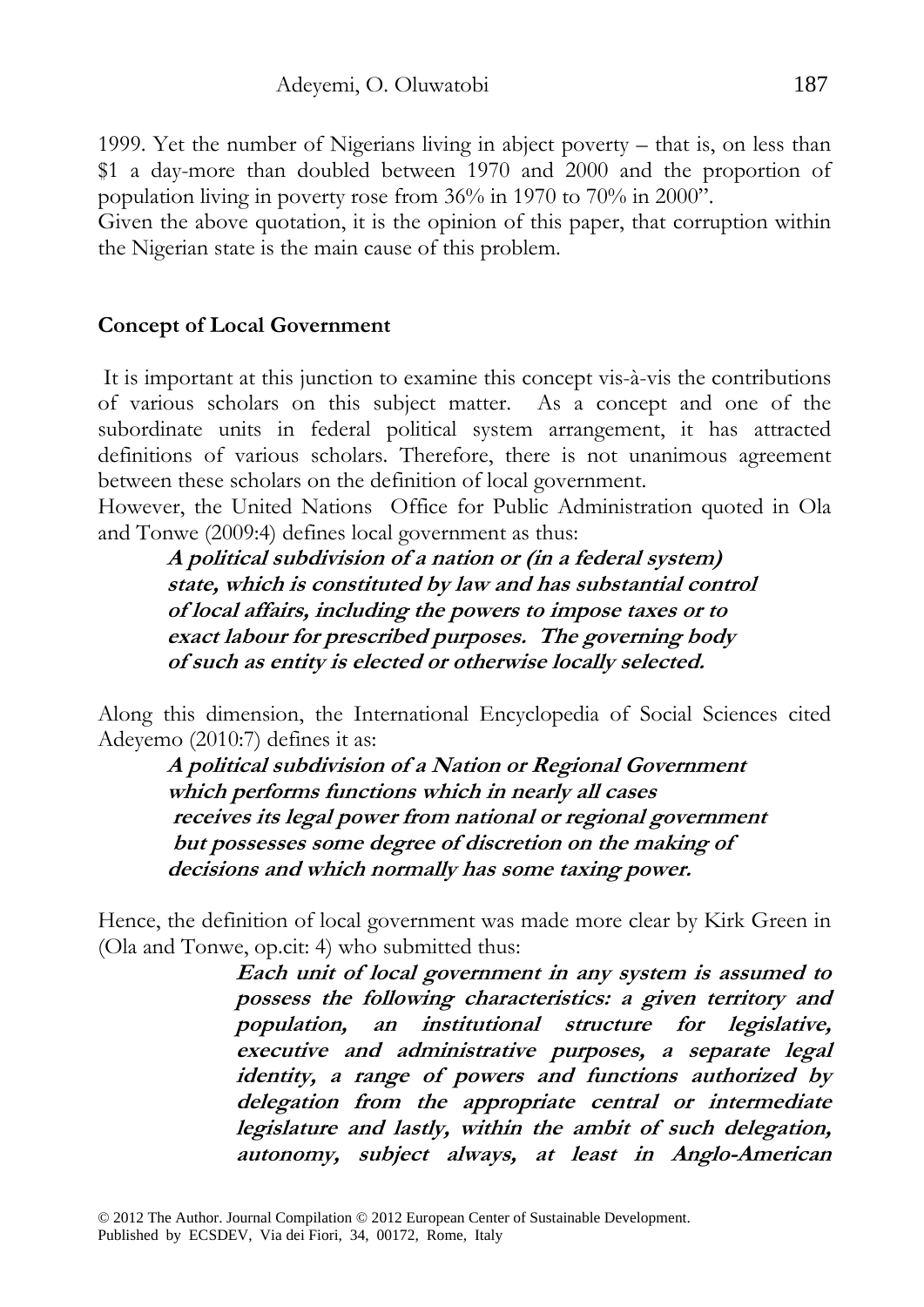1999. Yet the number of Nigerians living in abject poverty – that is, on less than \$1 a day-more than doubled between 1970 and 2000 and the proportion of population living in poverty rose from 36% in 1970 to 70% in 2000".

Given the above quotation, it is the opinion of this paper, that corruption within the Nigerian state is the main cause of this problem.

## Concept of Local Government

It is important at this junction to examine this concept vis-à-vis the contributions of various scholars on this subject matter. As a concept and one of the subordinate units in federal political system arrangement, it has attracted definitions of various scholars. Therefore, there is not unanimous agreement between these scholars on the definition of local government.

However, the United Nations Office for Public Administration quoted in Ola and Tonwe (2009:4) defines local government as thus:

> ***A political subdivision of a nation or (in a federal system) state, which is constituted by law and has substantial control of local affairs, including the powers to impose taxes or to exact labour for prescribed purposes. The governing body of such as entity is elected or otherwise locally selected.***

Along this dimension, the International Encyclopedia of Social Sciences cited Adeyemo (2010:7) defines it as:

> ***A political subdivision of a Nation or Regional Government which performs functions which in nearly all cases receives its legal power from national or regional government but possesses some degree of discretion on the making of decisions and which normally has some taxing power.***

Hence, the definition of local government was made more clear by Kirk Green in (Ola and Tonwe, op.cit: 4) who submitted thus:

> ***Each unit of local government in any system is assumed to possess the following characteristics: a given territory and population, an institutional structure for legislative, executive and administrative purposes, a separate legal identity, a range of powers and functions authorized by delegation from the appropriate central or intermediate legislature and lastly, within the ambit of such delegation, autonomy, subject always, at least in Anglo-American***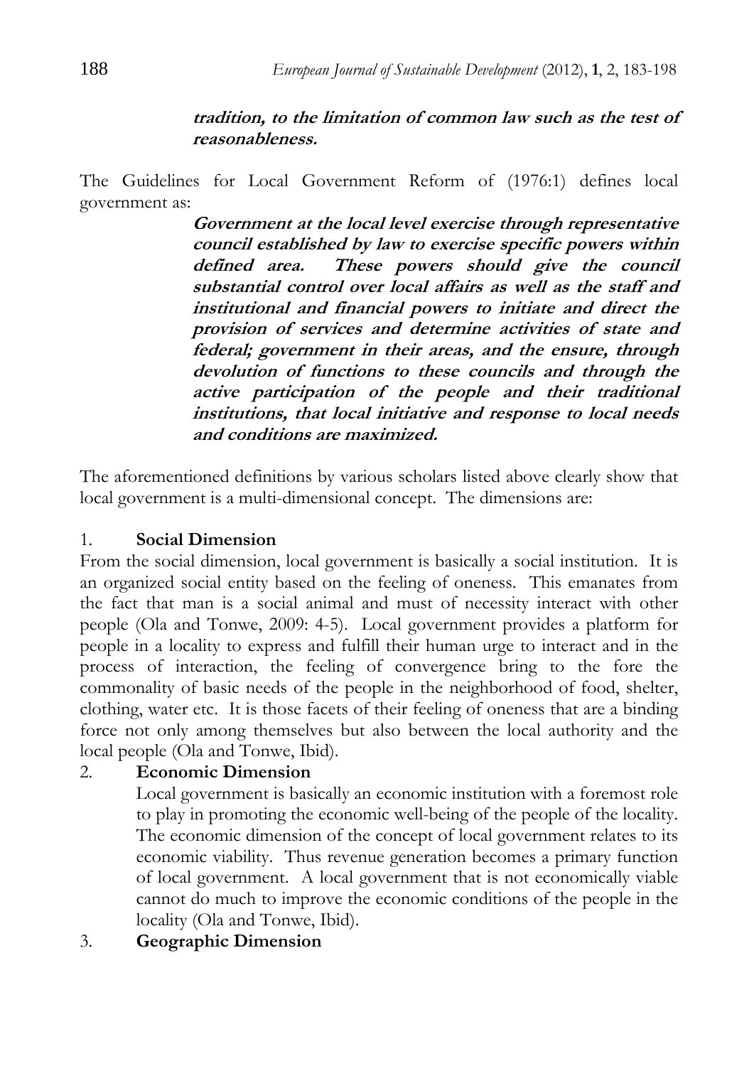> ***tradition, to the limitation of common law such as the test of reasonableness.***

The Guidelines for Local Government Reform of (1976:1) defines local government as:

> ***Government at the local level exercise through representative council established by law to exercise specific powers within defined area. These powers should give the council substantial control over local affairs as well as the staff and institutional and financial powers to initiate and direct the provision of services and determine activities of state and federal; government in their areas, and the ensure, through devolution of functions to these councils and through the active participation of the people and their traditional institutions, that local initiative and response to local needs and conditions are maximized.***

The aforementioned definitions by various scholars listed above clearly show that local government is a multi-dimensional concept. The dimensions are:

1. **Social Dimension**

From the social dimension, local government is basically a social institution. It is an organized social entity based on the feeling of oneness. This emanates from the fact that man is a social animal and must of necessity interact with other people (Ola and Tonwe, 2009: 4-5). Local government provides a platform for people in a locality to express and fulfill their human urge to interact and in the process of interaction, the feeling of convergence bring to the fore the commonality of basic needs of the people in the neighborhood of food, shelter, clothing, water etc. It is those facets of their feeling of oneness that are a binding force not only among themselves but also between the local authority and the local people (Ola and Tonwe, Ibid).

2. **Economic Dimension**

   Local government is basically an economic institution with a foremost role to play in promoting the economic well-being of the people of the locality. The economic dimension of the concept of local government relates to its economic viability. Thus revenue generation becomes a primary function of local government. A local government that is not economically viable cannot do much to improve the economic conditions of the people in the locality (Ola and Tonwe, Ibid).

3. **Geographic Dimension**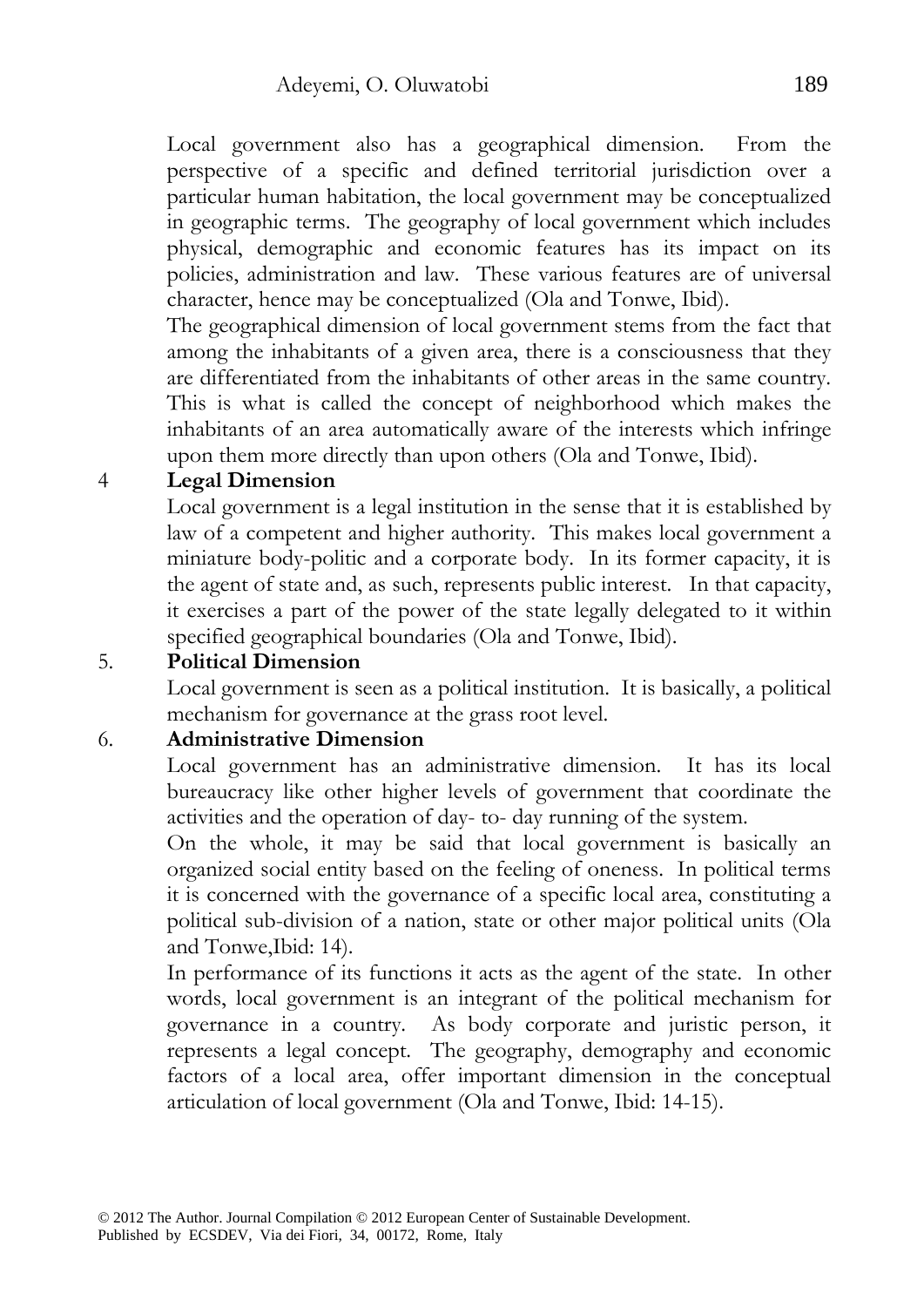Local government also has a geographical dimension. From the perspective of a specific and defined territorial jurisdiction over a particular human habitation, the local government may be conceptualized in geographic terms. The geography of local government which includes physical, demographic and economic features has its impact on its policies, administration and law. These various features are of universal character, hence may be conceptualized (Ola and Tonwe, Ibid).

The geographical dimension of local government stems from the fact that among the inhabitants of a given area, there is a consciousness that they are differentiated from the inhabitants of other areas in the same country. This is what is called the concept of neighborhood which makes the inhabitants of an area automatically aware of the interests which infringe upon them more directly than upon others (Ola and Tonwe, Ibid).

4 **Legal Dimension**

Local government is a legal institution in the sense that it is established by law of a competent and higher authority. This makes local government a miniature body-politic and a corporate body. In its former capacity, it is the agent of state and, as such, represents public interest. In that capacity, it exercises a part of the power of the state legally delegated to it within specified geographical boundaries (Ola and Tonwe, Ibid).

5. **Political Dimension**

Local government is seen as a political institution. It is basically, a political mechanism for governance at the grass root level.

6. **Administrative Dimension**

Local government has an administrative dimension. It has its local bureaucracy like other higher levels of government that coordinate the activities and the operation of day- to- day running of the system.

On the whole, it may be said that local government is basically an organized social entity based on the feeling of oneness. In political terms it is concerned with the governance of a specific local area, constituting a political sub-division of a nation, state or other major political units (Ola and Tonwe,Ibid: 14).

In performance of its functions it acts as the agent of the state. In other words, local government is an integrant of the political mechanism for governance in a country. As body corporate and juristic person, it represents a legal concept. The geography, demography and economic factors of a local area, offer important dimension in the conceptual articulation of local government (Ola and Tonwe, Ibid: 14-15).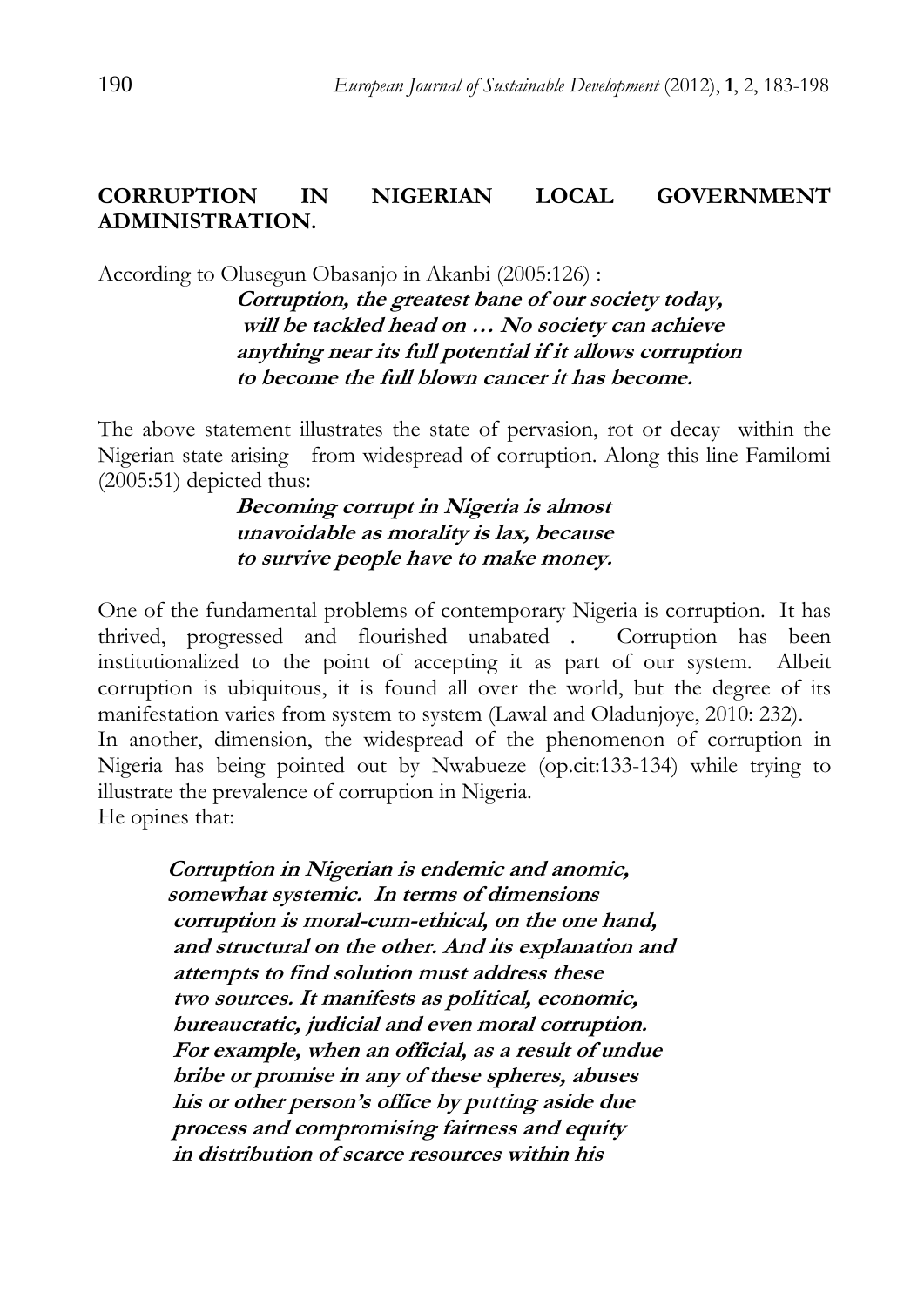## CORRUPTION IN NIGERIAN LOCAL GOVERNMENT ADMINISTRATION.

According to Olusegun Obasanjo in Akanbi (2005:126) :

> ***Corruption, the greatest bane of our society today, will be tackled head on … No society can achieve anything near its full potential if it allows corruption to become the full blown cancer it has become.***

The above statement illustrates the state of pervasion, rot or decay within the Nigerian state arising from widespread of corruption. Along this line Familomi (2005:51) depicted thus:

> ***Becoming corrupt in Nigeria is almost unavoidable as morality is lax, because to survive people have to make money.***

One of the fundamental problems of contemporary Nigeria is corruption. It has thrived, progressed and flourished unabated . Corruption has been institutionalized to the point of accepting it as part of our system. Albeit corruption is ubiquitous, it is found all over the world, but the degree of its manifestation varies from system to system (Lawal and Oladunjoye, 2010: 232).
In another, dimension, the widespread of the phenomenon of corruption in Nigeria has being pointed out by Nwabueze (op.cit:133-134) while trying to illustrate the prevalence of corruption in Nigeria.
He opines that:

> ***Corruption in Nigerian is endemic and anomic, somewhat systemic. In terms of dimensions corruption is moral-cum-ethical, on the one hand, and structural on the other. And its explanation and attempts to find solution must address these two sources. It manifests as political, economic, bureaucratic, judicial and even moral corruption. For example, when an official, as a result of undue bribe or promise in any of these spheres, abuses his or other person's office by putting aside due process and compromising fairness and equity in distribution of scarce resources within his***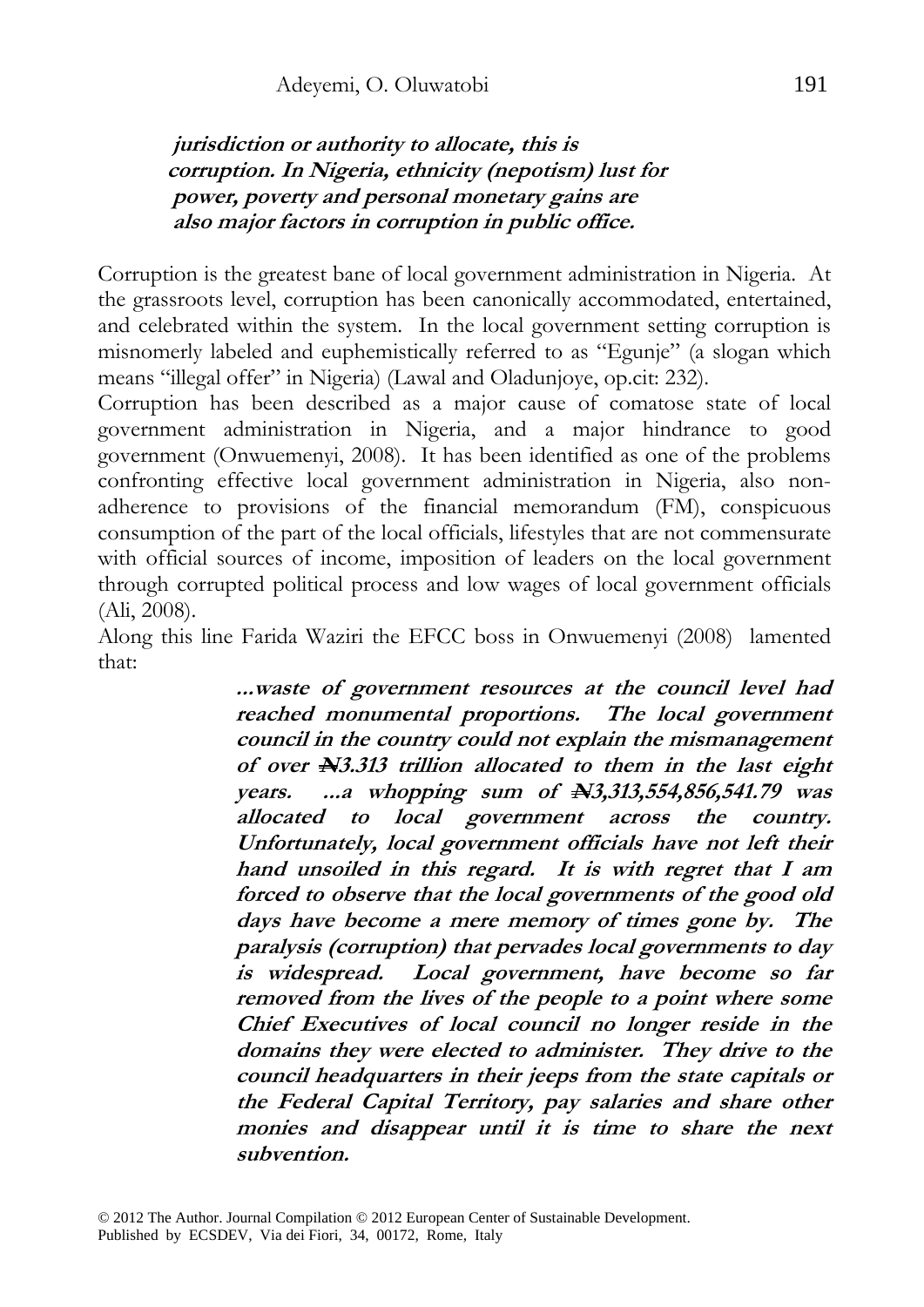> ***jurisdiction or authority to allocate, this is corruption. In Nigeria, ethnicity (nepotism) lust for power, poverty and personal monetary gains are also major factors in corruption in public office.***

Corruption is the greatest bane of local government administration in Nigeria. At the grassroots level, corruption has been canonically accommodated, entertained, and celebrated within the system. In the local government setting corruption is misnomerly labeled and euphemistically referred to as "Egunje" (a slogan which means "illegal offer" in Nigeria) (Lawal and Oladunjoye, op.cit: 232).

Corruption has been described as a major cause of comatose state of local government administration in Nigeria, and a major hindrance to good government (Onwuemenyi, 2008). It has been identified as one of the problems confronting effective local government administration in Nigeria, also non-adherence to provisions of the financial memorandum (FM), conspicuous consumption of the part of the local officials, lifestyles that are not commensurate with official sources of income, imposition of leaders on the local government through corrupted political process and low wages of local government officials (Ali, 2008).

Along this line Farida Waziri the EFCC boss in Onwuemenyi (2008) lamented that:

> ***...waste of government resources at the council level had reached monumental proportions. The local government council in the country could not explain the mismanagement of over ₦3.313 trillion allocated to them in the last eight years. ...a whopping sum of ₦3,313,554,856,541.79 was allocated to local government across the country. Unfortunately, local government officials have not left their hand unsoiled in this regard. It is with regret that I am forced to observe that the local governments of the good old days have become a mere memory of times gone by. The paralysis (corruption) that pervades local governments to day is widespread. Local government, have become so far removed from the lives of the people to a point where some Chief Executives of local council no longer reside in the domains they were elected to administer. They drive to the council headquarters in their jeeps from the state capitals or the Federal Capital Territory, pay salaries and share other monies and disappear until it is time to share the next subvention.***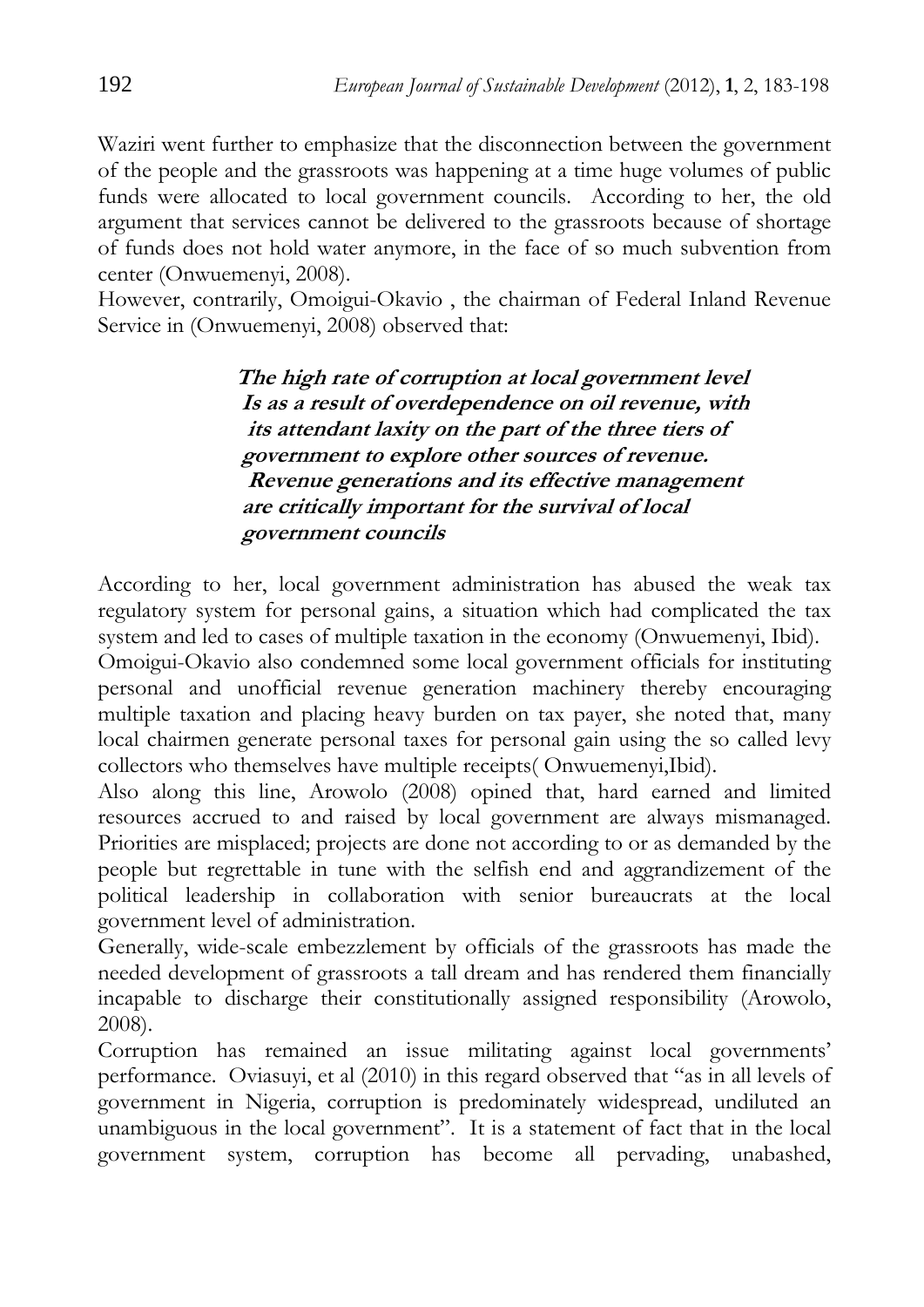Waziri went further to emphasize that the disconnection between the government of the people and the grassroots was happening at a time huge volumes of public funds were allocated to local government councils. According to her, the old argument that services cannot be delivered to the grassroots because of shortage of funds does not hold water anymore, in the face of so much subvention from center (Onwuemenyi, 2008).

However, contrarily, Omoigui-Okavio , the chairman of Federal Inland Revenue Service in (Onwuemenyi, 2008) observed that:

> ***The high rate of corruption at local government level Is as a result of overdependence on oil revenue, with its attendant laxity on the part of the three tiers of government to explore other sources of revenue. Revenue generations and its effective management are critically important for the survival of local government councils***

According to her, local government administration has abused the weak tax regulatory system for personal gains, a situation which had complicated the tax system and led to cases of multiple taxation in the economy (Onwuemenyi, Ibid).

Omoigui-Okavio also condemned some local government officials for instituting personal and unofficial revenue generation machinery thereby encouraging multiple taxation and placing heavy burden on tax payer, she noted that, many local chairmen generate personal taxes for personal gain using the so called levy collectors who themselves have multiple receipts( Onwuemenyi,Ibid).

Also along this line, Arowolo (2008) opined that, hard earned and limited resources accrued to and raised by local government are always mismanaged. Priorities are misplaced; projects are done not according to or as demanded by the people but regrettable in tune with the selfish end and aggrandizement of the political leadership in collaboration with senior bureaucrats at the local government level of administration.

Generally, wide-scale embezzlement by officials of the grassroots has made the needed development of grassroots a tall dream and has rendered them financially incapable to discharge their constitutionally assigned responsibility (Arowolo, 2008).

Corruption has remained an issue militating against local governments' performance. Oviasuyi, et al (2010) in this regard observed that "as in all levels of government in Nigeria, corruption is predominately widespread, undiluted an unambiguous in the local government". It is a statement of fact that in the local government system, corruption has become all pervading, unabashed,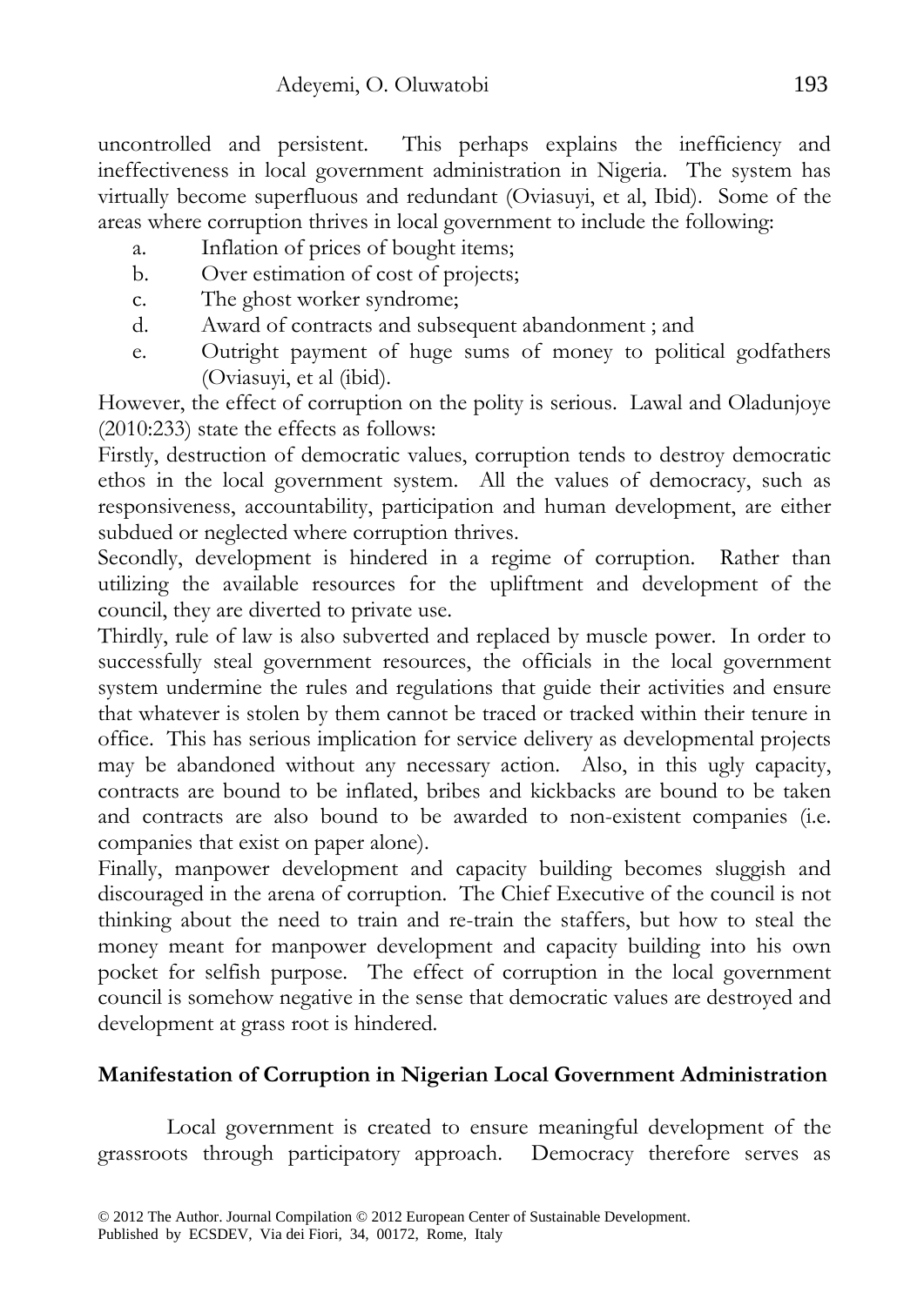uncontrolled and persistent. This perhaps explains the inefficiency and ineffectiveness in local government administration in Nigeria. The system has virtually become superfluous and redundant (Oviasuyi, et al, Ibid). Some of the areas where corruption thrives in local government to include the following:

a. Inflation of prices of bought items;
b. Over estimation of cost of projects;
c. The ghost worker syndrome;
d. Award of contracts and subsequent abandonment ; and
e. Outright payment of huge sums of money to political godfathers (Oviasuyi, et al (ibid).

However, the effect of corruption on the polity is serious. Lawal and Oladunjoye (2010:233) state the effects as follows:

Firstly, destruction of democratic values, corruption tends to destroy democratic ethos in the local government system. All the values of democracy, such as responsiveness, accountability, participation and human development, are either subdued or neglected where corruption thrives.

Secondly, development is hindered in a regime of corruption. Rather than utilizing the available resources for the upliftment and development of the council, they are diverted to private use.

Thirdly, rule of law is also subverted and replaced by muscle power. In order to successfully steal government resources, the officials in the local government system undermine the rules and regulations that guide their activities and ensure that whatever is stolen by them cannot be traced or tracked within their tenure in office. This has serious implication for service delivery as developmental projects may be abandoned without any necessary action. Also, in this ugly capacity, contracts are bound to be inflated, bribes and kickbacks are bound to be taken and contracts are also bound to be awarded to non-existent companies (i.e. companies that exist on paper alone).

Finally, manpower development and capacity building becomes sluggish and discouraged in the arena of corruption. The Chief Executive of the council is not thinking about the need to train and re-train the staffers, but how to steal the money meant for manpower development and capacity building into his own pocket for selfish purpose. The effect of corruption in the local government council is somehow negative in the sense that democratic values are destroyed and development at grass root is hindered.

## Manifestation of Corruption in Nigerian Local Government Administration

Local government is created to ensure meaningful development of the grassroots through participatory approach. Democracy therefore serves as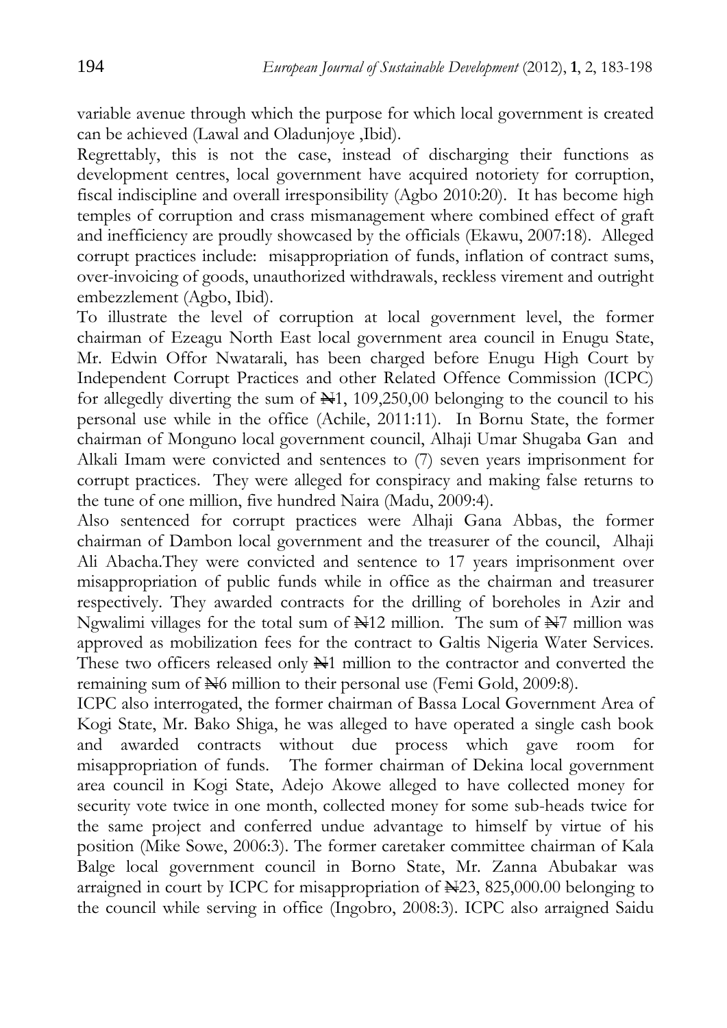variable avenue through which the purpose for which local government is created can be achieved (Lawal and Oladunjoye ,Ibid).

Regrettably, this is not the case, instead of discharging their functions as development centres, local government have acquired notoriety for corruption, fiscal indiscipline and overall irresponsibility (Agbo 2010:20). It has become high temples of corruption and crass mismanagement where combined effect of graft and inefficiency are proudly showcased by the officials (Ekawu, 2007:18). Alleged corrupt practices include: misappropriation of funds, inflation of contract sums, over-invoicing of goods, unauthorized withdrawals, reckless virement and outright embezzlement (Agbo, Ibid).

To illustrate the level of corruption at local government level, the former chairman of Ezeagu North East local government area council in Enugu State, Mr. Edwin Offor Nwatarali, has been charged before Enugu High Court by Independent Corrupt Practices and other Related Offence Commission (ICPC) for allegedly diverting the sum of ₦1, 109,250,00 belonging to the council to his personal use while in the office (Achile, 2011:11). In Bornu State, the former chairman of Monguno local government council, Alhaji Umar Shugaba Gan and Alkali Imam were convicted and sentences to (7) seven years imprisonment for corrupt practices. They were alleged for conspiracy and making false returns to the tune of one million, five hundred Naira (Madu, 2009:4).

Also sentenced for corrupt practices were Alhaji Gana Abbas, the former chairman of Dambon local government and the treasurer of the council, Alhaji Ali Abacha.They were convicted and sentence to 17 years imprisonment over misappropriation of public funds while in office as the chairman and treasurer respectively. They awarded contracts for the drilling of boreholes in Azir and Ngwalimi villages for the total sum of ₦12 million. The sum of ₦7 million was approved as mobilization fees for the contract to Galtis Nigeria Water Services. These two officers released only ₦1 million to the contractor and converted the remaining sum of ₦6 million to their personal use (Femi Gold, 2009:8).

ICPC also interrogated, the former chairman of Bassa Local Government Area of Kogi State, Mr. Bako Shiga, he was alleged to have operated a single cash book and awarded contracts without due process which gave room for misappropriation of funds. The former chairman of Dekina local government area council in Kogi State, Adejo Akowe alleged to have collected money for security vote twice in one month, collected money for some sub-heads twice for the same project and conferred undue advantage to himself by virtue of his position (Mike Sowe, 2006:3). The former caretaker committee chairman of Kala Balge local government council in Borno State, Mr. Zanna Abubakar was arraigned in court by ICPC for misappropriation of ₦23, 825,000.00 belonging to the council while serving in office (Ingobro, 2008:3). ICPC also arraigned Saidu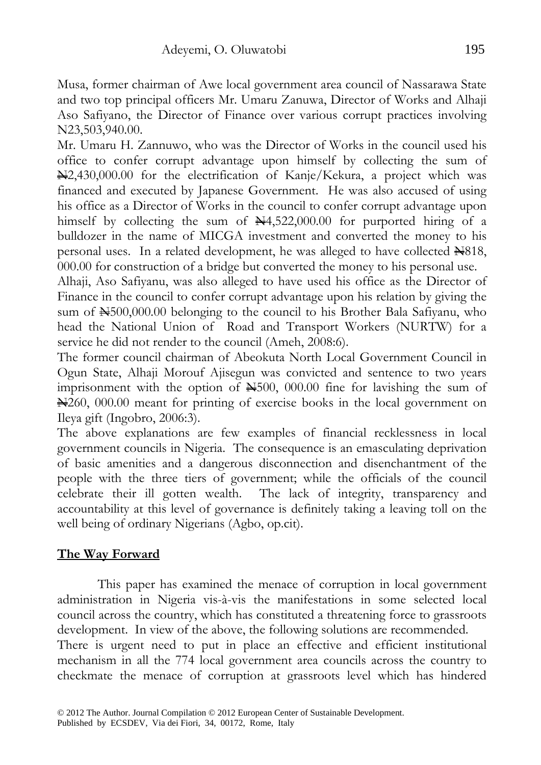Musa, former chairman of Awe local government area council of Nassarawa State and two top principal officers Mr. Umaru Zanuwa, Director of Works and Alhaji Aso Safiyano, the Director of Finance over various corrupt practices involving N23,503,940.00.

Mr. Umaru H. Zannuwo, who was the Director of Works in the council used his office to confer corrupt advantage upon himself by collecting the sum of ₦2,430,000.00 for the electrification of Kanje/Kekura, a project which was financed and executed by Japanese Government. He was also accused of using his office as a Director of Works in the council to confer corrupt advantage upon himself by collecting the sum of ₦4,522,000.00 for purported hiring of a bulldozer in the name of MICGA investment and converted the money to his personal uses. In a related development, he was alleged to have collected ₦818, 000.00 for construction of a bridge but converted the money to his personal use.

Alhaji, Aso Safiyanu, was also alleged to have used his office as the Director of Finance in the council to confer corrupt advantage upon his relation by giving the sum of ₦500,000.00 belonging to the council to his Brother Bala Safiyanu, who head the National Union of Road and Transport Workers (NURTW) for a service he did not render to the council (Ameh, 2008:6).

The former council chairman of Abeokuta North Local Government Council in Ogun State, Alhaji Morouf Ajisegun was convicted and sentence to two years imprisonment with the option of ₦500, 000.00 fine for lavishing the sum of ₦260, 000.00 meant for printing of exercise books in the local government on Ileya gift (Ingobro, 2006:3).

The above explanations are few examples of financial recklessness in local government councils in Nigeria. The consequence is an emasculating deprivation of basic amenities and a dangerous disconnection and disenchantment of the people with the three tiers of government; while the officials of the council celebrate their ill gotten wealth. The lack of integrity, transparency and accountability at this level of governance is definitely taking a leaving toll on the well being of ordinary Nigerians (Agbo, op.cit).

## The Way Forward

This paper has examined the menace of corruption in local government administration in Nigeria vis-à-vis the manifestations in some selected local council across the country, which has constituted a threatening force to grassroots development. In view of the above, the following solutions are recommended.

There is urgent need to put in place an effective and efficient institutional mechanism in all the 774 local government area councils across the country to checkmate the menace of corruption at grassroots level which has hindered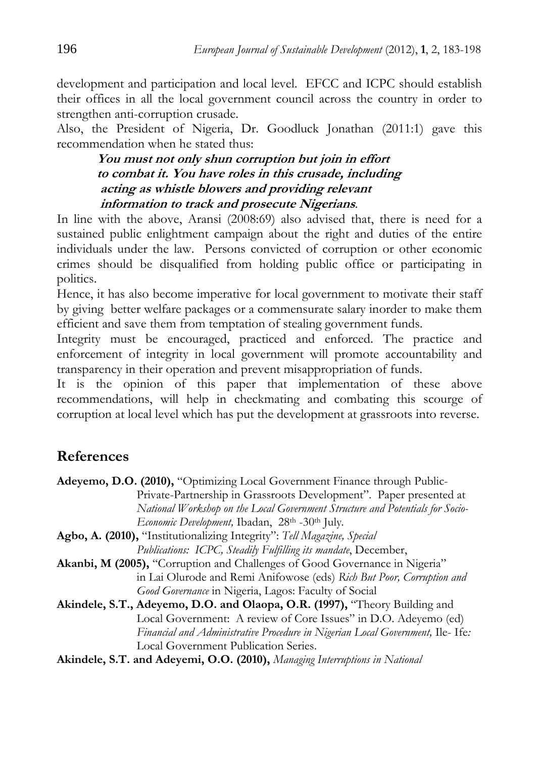development and participation and local level. EFCC and ICPC should establish their offices in all the local government council across the country in order to strengthen anti-corruption crusade.

Also, the President of Nigeria, Dr. Goodluck Jonathan (2011:1) gave this recommendation when he stated thus:

> ***You must not only shun corruption but join in effort to combat it. You have roles in this crusade, including acting as whistle blowers and providing relevant information to track and prosecute Nigerians***.

In line with the above, Aransi (2008:69) also advised that, there is need for a sustained public enlightment campaign about the right and duties of the entire individuals under the law. Persons convicted of corruption or other economic crimes should be disqualified from holding public office or participating in politics.

Hence, it has also become imperative for local government to motivate their staff by giving better welfare packages or a commensurate salary inorder to make them efficient and save them from temptation of stealing government funds.

Integrity must be encouraged, practiced and enforced. The practice and enforcement of integrity in local government will promote accountability and transparency in their operation and prevent misappropriation of funds.

It is the opinion of this paper that implementation of these above recommendations, will help in checkmating and combating this scourge of corruption at local level which has put the development at grassroots into reverse.

## References

**Adeyemo, D.O. (2010),** "Optimizing Local Government Finance through Public-Private-Partnership in Grassroots Development". Paper presented at *National Workshop on the Local Government Structure and Potentials for Socio-Economic Development,* Ibadan, 28th -30th July.

**Agbo, A. (2010),** "Institutionalizing Integrity": *Tell Magazine, Special Publications: ICPC, Steadily Fulfilling its mandate*, December,

**Akanbi, M (2005),** "Corruption and Challenges of Good Governance in Nigeria" in Lai Olurode and Remi Anifowose (eds) *Rich But Poor, Corruption and Good Governance* in Nigeria, Lagos: Faculty of Social

**Akindele, S.T., Adeyemo, D.O. and Olaopa, O.R. (1997),** "Theory Building and Local Government: A review of Core Issues" in D.O. Adeyemo (ed) *Financial and Administrative Procedure in Nigerian Local Government,* Ile- Ife*:* Local Government Publication Series.

**Akindele, S.T. and Adeyemi, O.O. (2010),** *Managing Interruptions in National*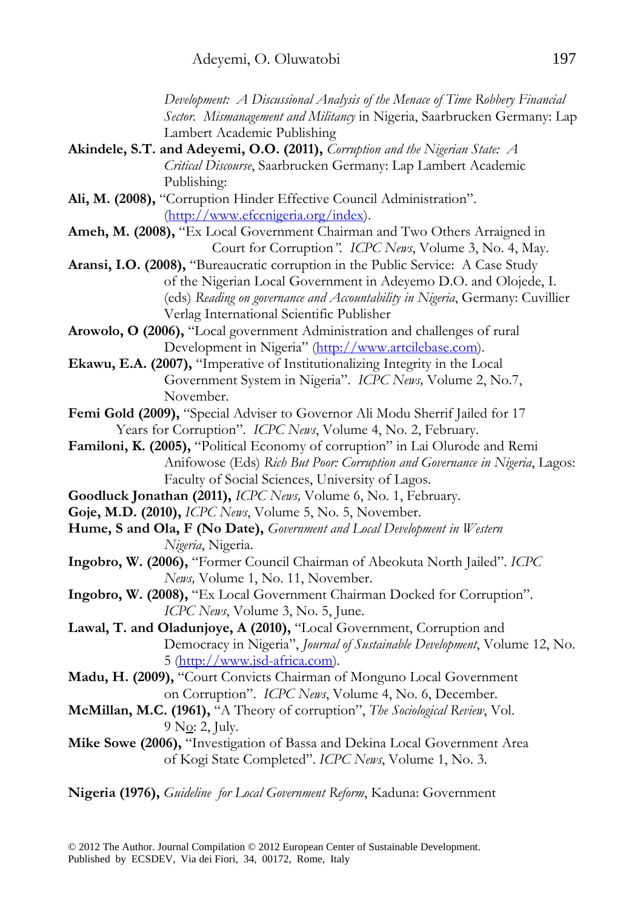*Development: A Discussional Analysis of the Menace of Time Robbery Financial Sector. Mismanagement and Militancy* in Nigeria, Saarbrucken Germany: Lap Lambert Academic Publishing

**Akindele, S.T. and Adeyemi, O.O. (2011),** *Corruption and the Nigerian State: A Critical Discourse*, Saarbrucken Germany: Lap Lambert Academic Publishing:

**Ali, M. (2008),** "Corruption Hinder Effective Council Administration". (http://www.efccnigeria.org/index).

**Ameh, M. (2008),** "Ex Local Government Chairman and Two Others Arraigned in Court for Corruption". *ICPC News*, Volume 3, No. 4, May.

**Aransi, I.O. (2008),** "Bureaucratic corruption in the Public Service: A Case Study of the Nigerian Local Government in Adeyemo D.O. and Olojede, I. (eds) *Reading on governance and Accountability in Nigeria*, Germany: Cuvillier Verlag International Scientific Publisher

**Arowolo, O (2006),** "Local government Administration and challenges of rural Development in Nigeria" (http://www.artcilebase.com).

**Ekawu, E.A. (2007),** "Imperative of Institutionalizing Integrity in the Local Government System in Nigeria". *ICPC News,* Volume 2, No.7, November.

**Femi Gold (2009),** "Special Adviser to Governor Ali Modu Sherrif Jailed for 17 Years for Corruption". *ICPC News*, Volume 4, No. 2, February.

**Familoni, K. (2005),** "Political Economy of corruption" in Lai Olurode and Remi Anifowose (Eds) *Rich But Poor: Corruption and Governance in Nigeria*, Lagos: Faculty of Social Sciences, University of Lagos.

**Goodluck Jonathan (2011),** *ICPC News,* Volume 6, No. 1, February.

**Goje, M.D. (2010),** *ICPC News*, Volume 5, No. 5, November.

**Hume, S and Ola, F (No Date),** *Government and Local Development in Western Nigeria*, Nigeria.

**Ingobro, W. (2006),** "Former Council Chairman of Abeokuta North Jailed". *ICPC News,* Volume 1, No. 11, November.

**Ingobro, W. (2008),** "Ex Local Government Chairman Docked for Corruption". *ICPC News*, Volume 3, No. 5, June.

**Lawal, T. and Oladunjoye, A (2010),** "Local Government, Corruption and Democracy in Nigeria", *Journal of Sustainable Development*, Volume 12, No. 5 (http://www.jsd-africa.com).

**Madu, H. (2009),** "Court Convicts Chairman of Monguno Local Government on Corruption". *ICPC News*, Volume 4, No. 6, December.

**McMillan, M.C. (1961),** "A Theory of corruption", *The Sociological Review*, Vol. 9 No: 2, July.

**Mike Sowe (2006),** "Investigation of Bassa and Dekina Local Government Area of Kogi State Completed". *ICPC News*, Volume 1, No. 3.

**Nigeria (1976),** *Guideline for Local Government Reform*, Kaduna: Government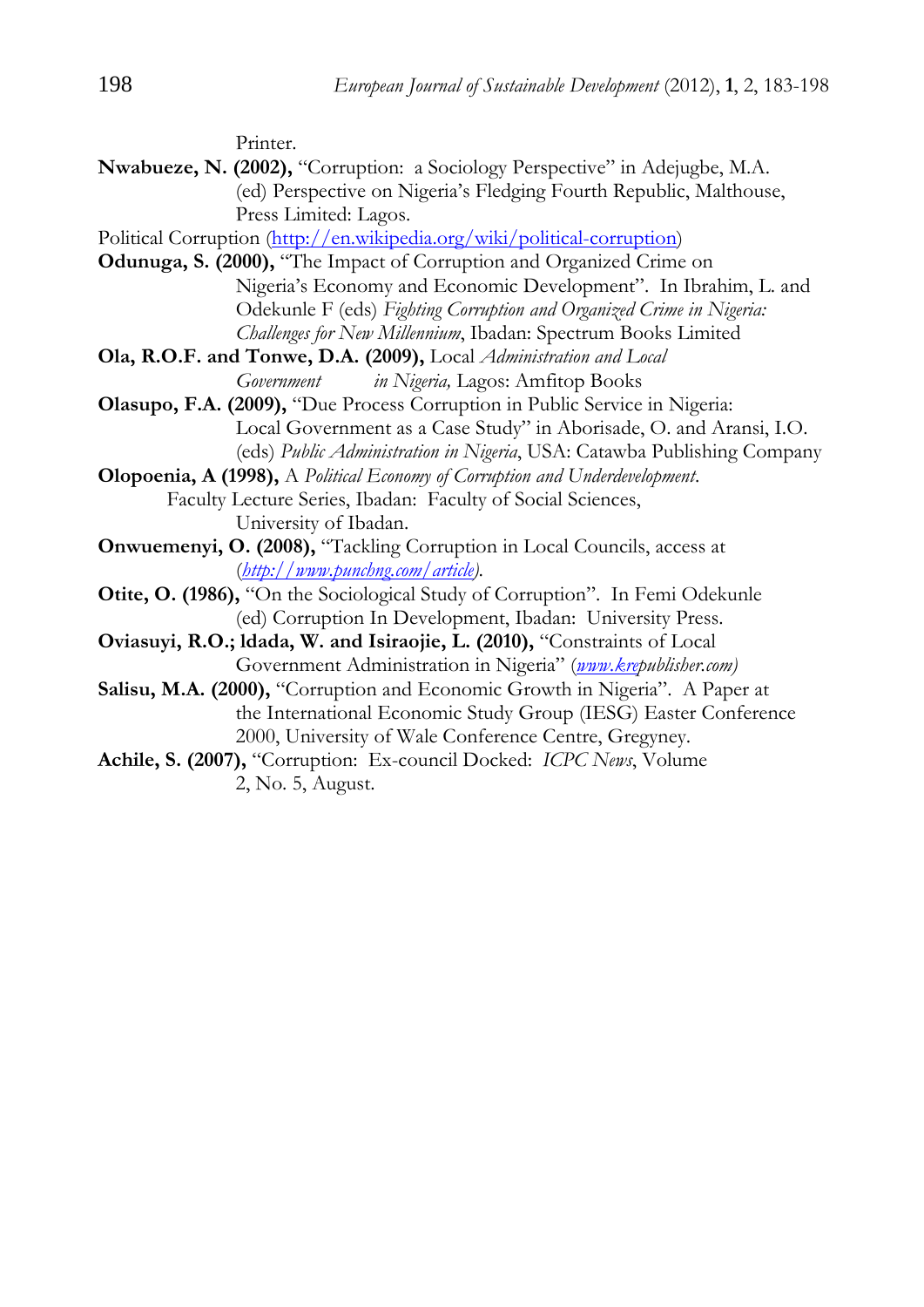Printer.

**Nwabueze, N. (2002),** "Corruption: a Sociology Perspective" in Adejugbe, M.A. (ed) Perspective on Nigeria's Fledging Fourth Republic, Malthouse, Press Limited: Lagos.

Political Corruption (http://en.wikipedia.org/wiki/political-corruption)

**Odunuga, S. (2000),** "The Impact of Corruption and Organized Crime on Nigeria's Economy and Economic Development". In Ibrahim, L. and Odekunle F (eds) *Fighting Corruption and Organized Crime in Nigeria: Challenges for New Millennium*, Ibadan: Spectrum Books Limited

**Ola, R.O.F. and Tonwe, D.A. (2009),** Local *Administration and Local Government in Nigeria,* Lagos: Amfitop Books

**Olasupo, F.A. (2009),** "Due Process Corruption in Public Service in Nigeria: Local Government as a Case Study" in Aborisade, O. and Aransi, I.O. (eds) *Public Administration in Nigeria*, USA: Catawba Publishing Company

**Olopoenia, A (1998),** A *Political Economy of Corruption and Underdevelopment*. Faculty Lecture Series, Ibadan: Faculty of Social Sciences, University of Ibadan.

**Onwuemenyi, O. (2008),** "Tackling Corruption in Local Councils, access at (*http://www.punchng.com/article*).

**Otite, O. (1986),** "On the Sociological Study of Corruption". In Femi Odekunle (ed) Corruption In Development, Ibadan: University Press.

**Oviasuyi, R.O.; ldada, W. and Isiraojie, L. (2010),** "Constraints of Local Government Administration in Nigeria" (*www.krepublisher.com)*

**Salisu, M.A. (2000),** "Corruption and Economic Growth in Nigeria". A Paper at the International Economic Study Group (IESG) Easter Conference 2000, University of Wale Conference Centre, Gregyney.

**Achile, S. (2007),** "Corruption: Ex-council Docked: *ICPC News*, Volume 2, No. 5, August.